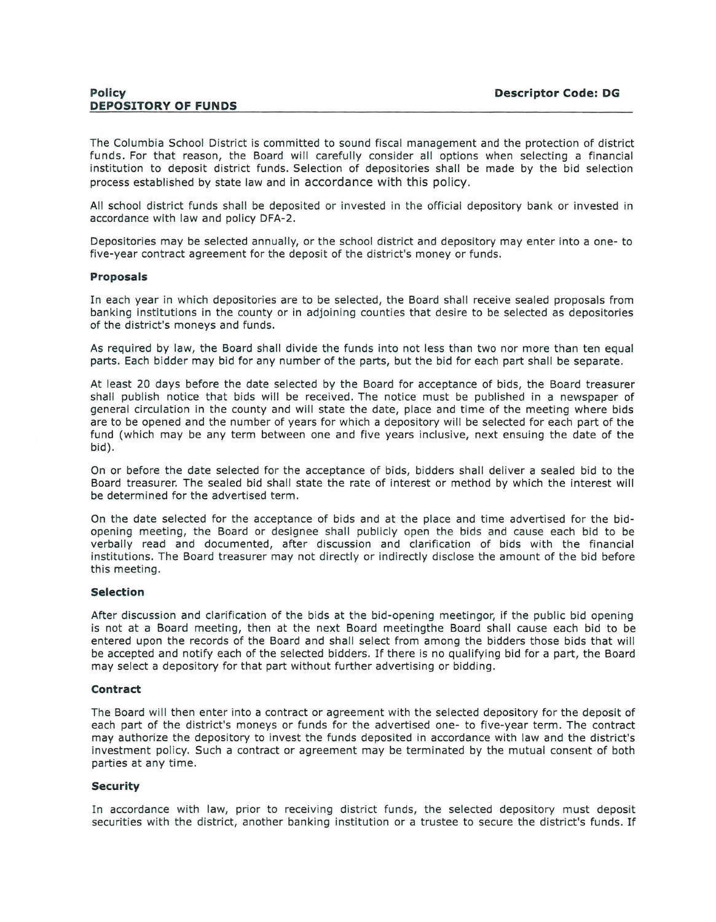**Policy** **Descriptor Code: DG**

**DEPOSITORY OF FUNDS**

The Columbia School District is committed to sound fiscal management and the protection of district funds. For that reason, the Board will carefully consider all options when selecting a financial institution to deposit district funds. Selection of depositories shall be made by the bid selection process established by state law and in accordance with this policy.

All school district funds shall be deposited or invested in the official depository bank or invested in accordance with law and policy DFA-2.

Depositories may be selected annually, or the school district and depository may enter into a one- to five-year contract agreement for the deposit of the district's money or funds.

### Proposals

In each year in which depositories are to be selected, the Board shall receive sealed proposals from banking institutions in the county or in adjoining counties that desire to be selected as depositories of the district's moneys and funds.

As required by law, the Board shall divide the funds into not less than two nor more than ten equal parts. Each bidder may bid for any number of the parts, but the bid for each part shall be separate.

At least 20 days before the date selected by the Board for acceptance of bids, the Board treasurer shall publish notice that bids will be received. The notice must be published in a newspaper of general circulation in the county and will state the date, place and time of the meeting where bids are to be opened and the number of years for which a depository will be selected for each part of the fund (which may be any term between one and five years inclusive, next ensuing the date of the bid).

On or before the date selected for the acceptance of bids, bidders shall deliver a sealed bid to the Board treasurer. The sealed bid shall state the rate of interest or method by which the interest will be determined for the advertised term.

On the date selected for the acceptance of bids and at the place and time advertised for the bid-opening meeting, the Board or designee shall publicly open the bids and cause each bid to be verbally read and documented, after discussion and clarification of bids with the financial institutions. The Board treasurer may not directly or indirectly disclose the amount of the bid before this meeting.

### Selection

After discussion and clarification of the bids at the bid-opening meetingor, if the public bid opening is not at a Board meeting, then at the next Board meetingthe Board shall cause each bid to be entered upon the records of the Board and shall select from among the bidders those bids that will be accepted and notify each of the selected bidders. If there is no qualifying bid for a part, the Board may select a depository for that part without further advertising or bidding.

### Contract

The Board will then enter into a contract or agreement with the selected depository for the deposit of each part of the district's moneys or funds for the advertised one- to five-year term. The contract may authorize the depository to invest the funds deposited in accordance with law and the district's investment policy. Such a contract or agreement may be terminated by the mutual consent of both parties at any time.

### Security

In accordance with law, prior to receiving district funds, the selected depository must deposit securities with the district, another banking institution or a trustee to secure the district's funds. If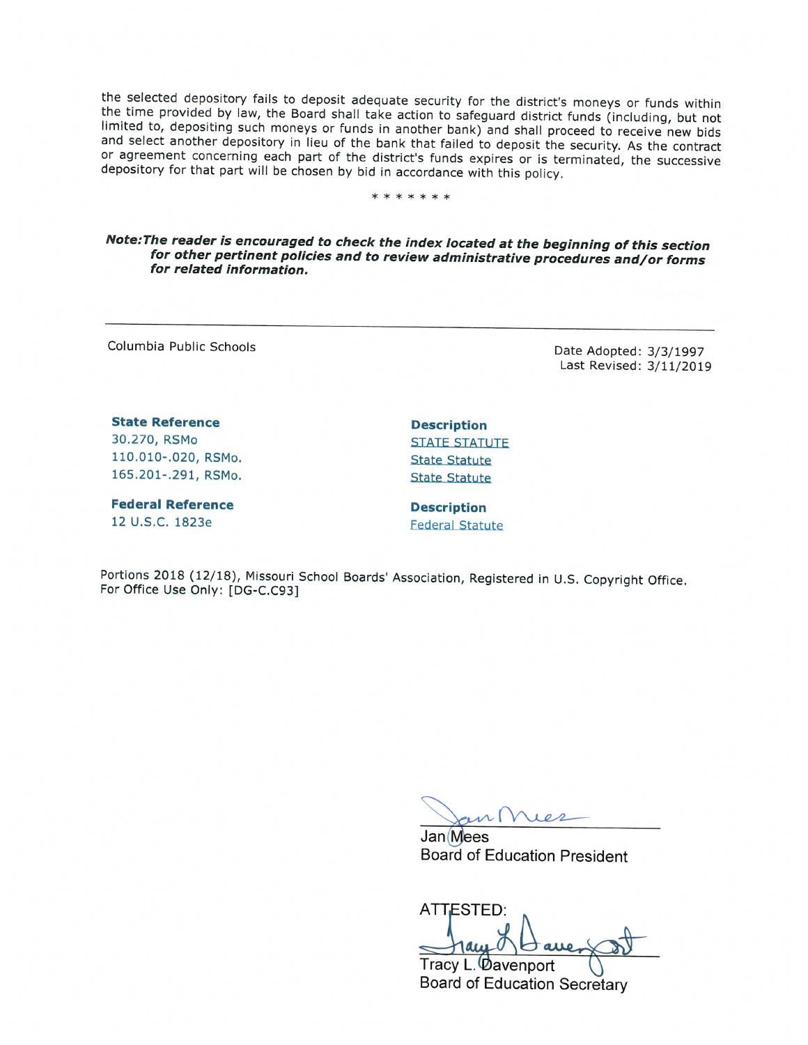the selected depository fails to deposit adequate security for the district's moneys or funds within the time provided by law, the Board shall take action to safeguard district funds (including, but not limited to, depositing such moneys or funds in another bank) and shall proceed to receive new bids and select another depository in lieu of the bank that failed to deposit the security. As the contract or agreement concerning each part of the district's funds expires or is terminated, the successive depository for that part will be chosen by bid in accordance with this policy.

* * * * * * *

***Note:The reader is encouraged to check the index located at the beginning of this section for other pertinent policies and to review administrative procedures and/or forms for related information.***

---

Columbia Public Schools

Date Adopted: 3/3/1997
Last Revised: 3/11/2019

| **State Reference** | **Description** |
| --- | --- |
| 30.270, RSMo | STATE STATUTE |
| 110.010-.020, RSMo. | State Statute |
| 165.201-.291, RSMo. | State Statute |

| **Federal Reference** | **Description** |
| --- | --- |
| 12 U.S.C. 1823e | Federal Statute |

Portions 2018 (12/18), Missouri School Boards' Association, Registered in U.S. Copyright Office.
For Office Use Only: [DG-C.C93]

Jan Mees
Board of Education President

ATTESTED:

Tracy L. Davenport
Board of Education Secretary